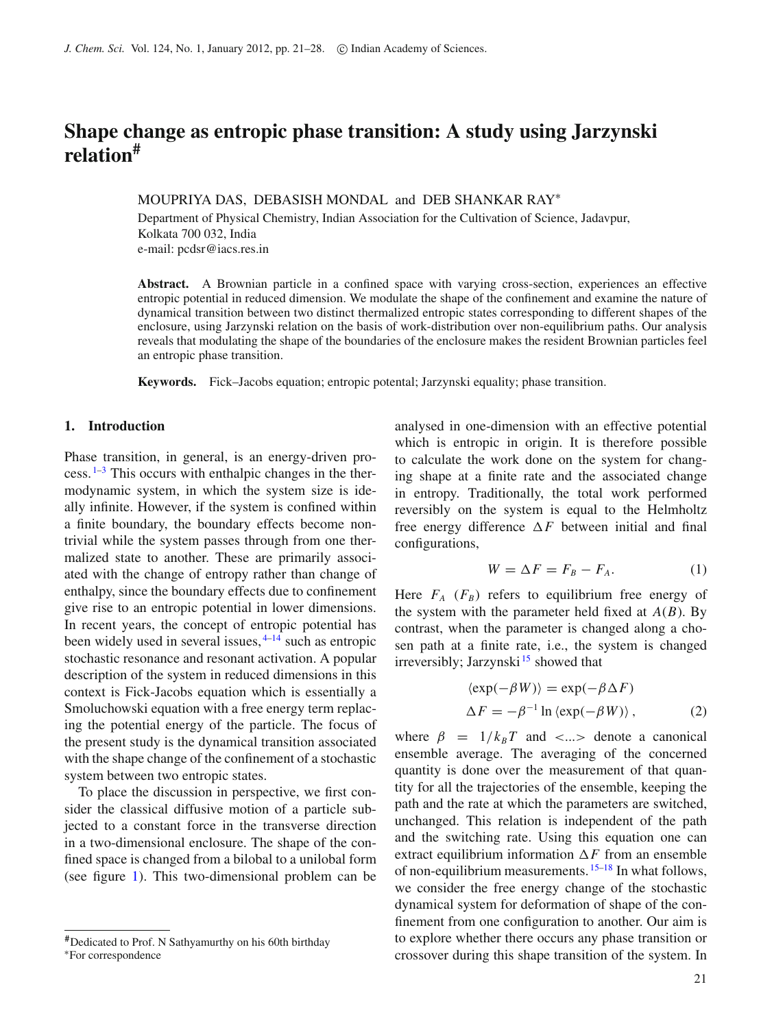# Shape change as entropic phase transition: A study using Jarzynski relation[#]

MOUPRIYA DAS, DEBASISH MONDAL and DEB SHANKAR RAY[*]

Department of Physical Chemistry, Indian Association for the Cultivation of Science, Jadavpur, Kolkata 700 032, India
e-mail: pcdsr@iacs.res.in

**Abstract.** A Brownian particle in a confined space with varying cross-section, experiences an effective entropic potential in reduced dimension. We modulate the shape of the confinement and examine the nature of dynamical transition between two distinct thermalized entropic states corresponding to different shapes of the enclosure, using Jarzynski relation on the basis of work-distribution over non-equilibrium paths. Our analysis reveals that modulating the shape of the boundaries of the enclosure makes the resident Brownian particles feel an entropic phase transition.

**Keywords.** Fick–Jacobs equation; entropic potental; Jarzynski equality; phase transition.

## 1. Introduction

Phase transition, in general, is an energy-driven process.[1–3] This occurs with enthalpic changes in the thermodynamic system, in which the system size is ideally infinite. However, if the system is confined within a finite boundary, the boundary effects become nontrivial while the system passes through from one thermalized state to another. These are primarily associated with the change of entropy rather than change of enthalpy, since the boundary effects due to confinement give rise to an entropic potential in lower dimensions. In recent years, the concept of entropic potential has been widely used in several issues,[4–14] such as entropic stochastic resonance and resonant activation. A popular description of the system in reduced dimensions in this context is Fick-Jacobs equation which is essentially a Smoluchowski equation with a free energy term replacing the potential energy of the particle. The focus of the present study is the dynamical transition associated with the shape change of the confinement of a stochastic system between two entropic states.

To place the discussion in perspective, we first consider the classical diffusive motion of a particle subjected to a constant force in the transverse direction in a two-dimensional enclosure. The shape of the confined space is changed from a bilobal to a unilobal form (see figure 1). This two-dimensional problem can be analysed in one-dimension with an effective potential which is entropic in origin. It is therefore possible to calculate the work done on the system for changing shape at a finite rate and the associated change in entropy. Traditionally, the total work performed reversibly on the system is equal to the Helmholtz free energy difference $\Delta F$ between initial and final configurations,

$$W = \Delta F = F_B - F_A. \tag{1}$$

Here $F_A$ ($F_B$) refers to equilibrium free energy of the system with the parameter held fixed at $A(B)$. By contrast, when the parameter is changed along a chosen path at a finite rate, i.e., the system is changed irreversibly; Jarzynski[15] showed that

$$\begin{aligned} \langle \exp(-\beta W) \rangle &= \exp(-\beta \Delta F) \\ \Delta F &= -\beta^{-1} \ln \langle \exp(-\beta W) \rangle, \end{aligned} \tag{2}$$

where $\beta = 1/k_B T$ and <...> denote a canonical ensemble average. The averaging of the concerned quantity is done over the measurement of that quantity for all the trajectories of the ensemble, keeping the path and the rate at which the parameters are switched, unchanged. This relation is independent of the path and the switching rate. Using this equation one can extract equilibrium information $\Delta F$ from an ensemble of non-equilibrium measurements.[15–18] In what follows, we consider the free energy change of the stochastic dynamical system for deformation of shape of the confinement from one configuration to another. Our aim is to explore whether there occurs any phase transition or crossover during this shape transition of the system. In

[#]Dedicated to Prof. N Sathyamurthy on his 60th birthday
[*]For correspondence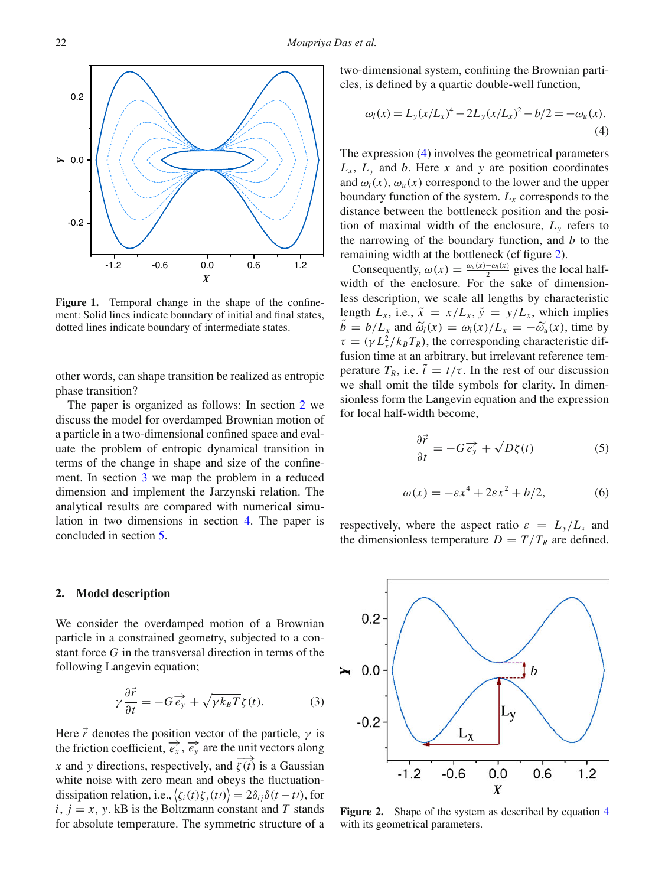Figure 1. Temporal change in the shape of the confinement: Solid lines indicate boundary of initial and final states, dotted lines indicate boundary of intermediate states.

other words, can shape transition be realized as entropic phase transition?

The paper is organized as follows: In section 2 we discuss the model for overdamped Brownian motion of a particle in a two-dimensional confined space and evaluate the problem of entropic dynamical transition in terms of the change in shape and size of the confinement. In section 3 we map the problem in a reduced dimension and implement the Jarzynski relation. The analytical results are compared with numerical simulation in two dimensions in section 4. The paper is concluded in section 5.

## 2. Model description

We consider the overdamped motion of a Brownian particle in a constrained geometry, subjected to a constant force $G$ in the transversal direction in terms of the following Langevin equation;

$$\gamma \frac{\partial \vec{r}}{\partial t} = -G\overrightarrow{e_y} + \sqrt{\gamma k_B T}\,\zeta(t). \tag{3}$$

Here $\vec{r}$ denotes the position vector of the particle, $\gamma$ is the friction coefficient, $\overrightarrow{e_x}$, $\overrightarrow{e_y}$ are the unit vectors along $x$ and $y$ directions, respectively, and $\overrightarrow{\zeta(t)}$ is a Gaussian white noise with zero mean and obeys the fluctuation-dissipation relation, i.e., $\langle \zeta_i(t)\zeta_j(t\prime)\rangle = 2\delta_{ij}\delta(t-t\prime)$, for $i, j = x, y$. kB is the Boltzmann constant and $T$ stands for absolute temperature. The symmetric structure of a two-dimensional system, confining the Brownian particles, is defined by a quartic double-well function,

$$\omega_l(x) = L_y(x/L_x)^4 - 2L_y(x/L_x)^2 - b/2 = -\omega_u(x). \tag{4}$$

The expression (4) involves the geometrical parameters $L_x$, $L_y$ and $b$. Here $x$ and $y$ are position coordinates and $\omega_l(x)$, $\omega_u(x)$ correspond to the lower and the upper boundary function of the system. $L_x$ corresponds to the distance between the bottleneck position and the position of maximal width of the enclosure, $L_y$ refers to the narrowing of the boundary function, and $b$ to the remaining width at the bottleneck (cf figure 2).

Consequently, $\omega(x) = \frac{\omega_u(x)-\omega_l(x)}{2}$ gives the local half-width of the enclosure. For the sake of dimensionless description, we scale all lengths by characteristic length $L_x$, i.e., $\tilde{x} = x/L_x$, $\tilde{y} = y/L_x$, which implies $\tilde{b} = b/L_x$ and $\tilde{\omega}_l(x) = \omega_l(x)/L_x = -\tilde{\omega}_u(x)$, time by $\tau = (\gamma L_x^2/k_B T_R)$, the corresponding characteristic diffusion time at an arbitrary, but irrelevant reference temperature $T_R$, i.e. $\tilde{t} = t/\tau$. In the rest of our discussion we shall omit the tilde symbols for clarity. In dimensionless form the Langevin equation and the expression for local half-width become,

$$\frac{\partial \vec{r}}{\partial t} = -G\overrightarrow{e_y} + \sqrt{D}\zeta(t) \tag{5}$$

$$\omega(x) = -\varepsilon x^4 + 2\varepsilon x^2 + b/2, \tag{6}$$

respectively, where the aspect ratio $\varepsilon = L_y/L_x$ and the dimensionless temperature $D = T/T_R$ are defined.

Figure 2. Shape of the system as described by equation 4 with its geometrical parameters.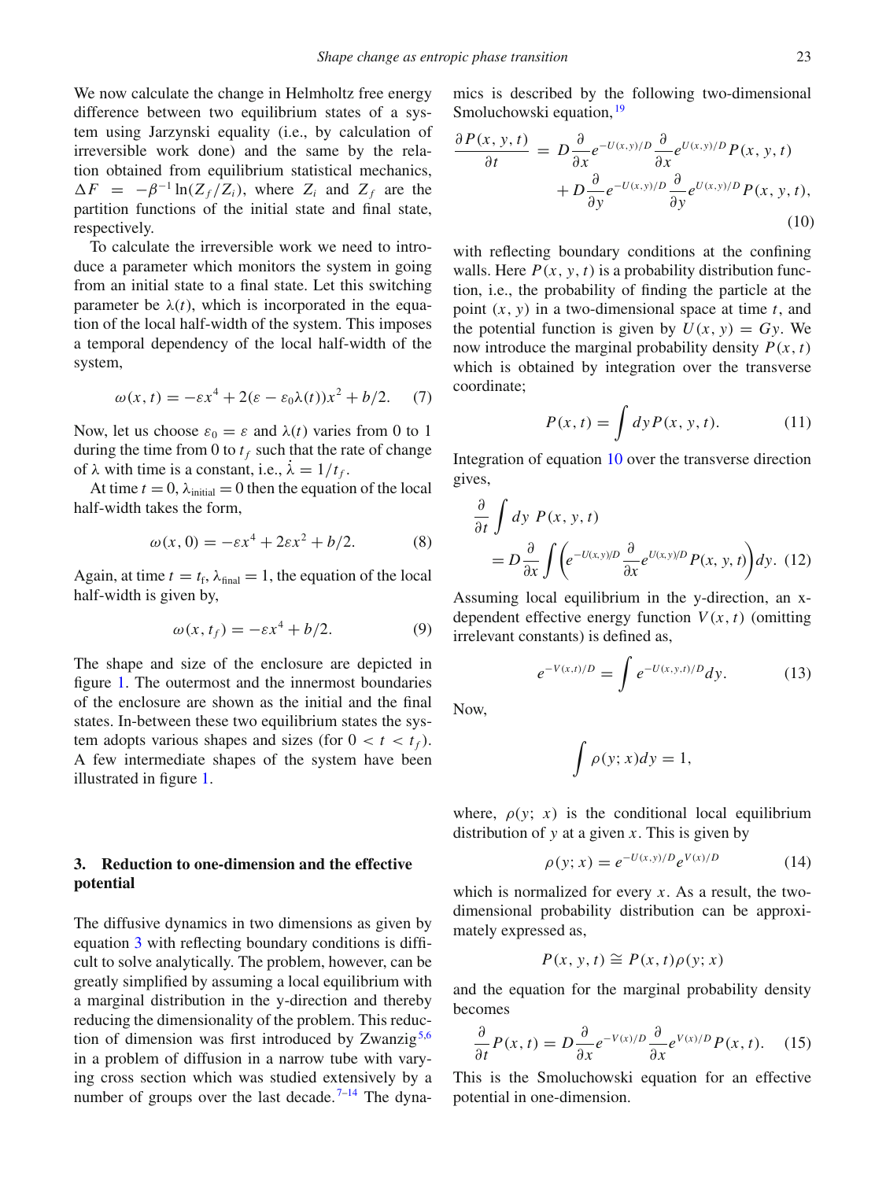We now calculate the change in Helmholtz free energy difference between two equilibrium states of a system using Jarzynski equality (i.e., by calculation of irreversible work done) and the same by the relation obtained from equilibrium statistical mechanics, $\Delta F = -\beta^{-1}\ln(Z_f/Z_i)$, where $Z_i$ and $Z_f$ are the partition functions of the initial state and final state, respectively.

To calculate the irreversible work we need to introduce a parameter which monitors the system in going from an initial state to a final state. Let this switching parameter be $\lambda(t)$, which is incorporated in the equation of the local half-width of the system. This imposes a temporal dependency of the local half-width of the system,

$$\omega(x,t) = -\varepsilon x^4 + 2(\varepsilon - \varepsilon_0\lambda(t))x^2 + b/2. \quad (7)$$

Now, let us choose $\varepsilon_0 = \varepsilon$ and $\lambda(t)$ varies from 0 to 1 during the time from 0 to $t_f$ such that the rate of change of $\lambda$ with time is a constant, i.e., $\dot{\lambda} = 1/t_f$.

At time $t = 0$, $\lambda_{\text{initial}} = 0$ then the equation of the local half-width takes the form,

$$\omega(x,0) = -\varepsilon x^4 + 2\varepsilon x^2 + b/2. \quad (8)$$

Again, at time $t = t_f$, $\lambda_{\text{final}} = 1$, the equation of the local half-width is given by,

$$\omega(x,t_f) = -\varepsilon x^4 + b/2. \quad (9)$$

The shape and size of the enclosure are depicted in figure 1. The outermost and the innermost boundaries of the enclosure are shown as the initial and the final states. In-between these two equilibrium states the system adopts various shapes and sizes (for $0 < t < t_f$). A few intermediate shapes of the system have been illustrated in figure 1.

## 3. Reduction to one-dimension and the effective potential

The diffusive dynamics in two dimensions as given by equation 3 with reflecting boundary conditions is difficult to solve analytically. The problem, however, can be greatly simplified by assuming a local equilibrium with a marginal distribution in the y-direction and thereby reducing the dimensionality of the problem. This reduction of dimension was first introduced by Zwanzig[5,6] in a problem of diffusion in a narrow tube with varying cross section which was studied extensively by a number of groups over the last decade.[7–14] The dynamics is described by the following two-dimensional Smoluchowski equation,[19]

$$\frac{\partial P(x,y,t)}{\partial t} = D\frac{\partial}{\partial x}e^{-U(x,y)/D}\frac{\partial}{\partial x}e^{U(x,y)/D}P(x,y,t) + D\frac{\partial}{\partial y}e^{-U(x,y)/D}\frac{\partial}{\partial y}e^{U(x,y)/D}P(x,y,t), \quad (10)$$

with reflecting boundary conditions at the confining walls. Here $P(x,y,t)$ is a probability distribution function, i.e., the probability of finding the particle at the point $(x,y)$ in a two-dimensional space at time $t$, and the potential function is given by $U(x,y) = Gy$. We now introduce the marginal probability density $P(x,t)$ which is obtained by integration over the transverse coordinate;

$$P(x,t) = \int dy P(x,y,t). \quad (11)$$

Integration of equation 10 over the transverse direction gives,

$$\frac{\partial}{\partial t}\int dy\ P(x,y,t) = D\frac{\partial}{\partial x}\int\left(e^{-U(x,y)/D}\frac{\partial}{\partial x}e^{U(x,y)/D}P(x,y,t)\right)dy. \quad (12)$$

Assuming local equilibrium in the y-direction, an x-dependent effective energy function $V(x,t)$ (omitting irrelevant constants) is defined as,

$$e^{-V(x,t)/D} = \int e^{-U(x,y,t)/D}dy. \quad (13)$$

Now,

$$\int \rho(y;x)dy = 1,$$

where, $\rho(y;\ x)$ is the conditional local equilibrium distribution of $y$ at a given $x$. This is given by

$$\rho(y;x) = e^{-U(x,y)/D}e^{V(x)/D} \quad (14)$$

which is normalized for every $x$. As a result, the two-dimensional probability distribution can be approximately expressed as,

$$P(x,y,t) \cong P(x,t)\rho(y;x)$$

and the equation for the marginal probability density becomes

$$\frac{\partial}{\partial t}P(x,t) = D\frac{\partial}{\partial x}e^{-V(x)/D}\frac{\partial}{\partial x}e^{V(x)/D}P(x,t). \quad (15)$$

This is the Smoluchowski equation for an effective potential in one-dimension.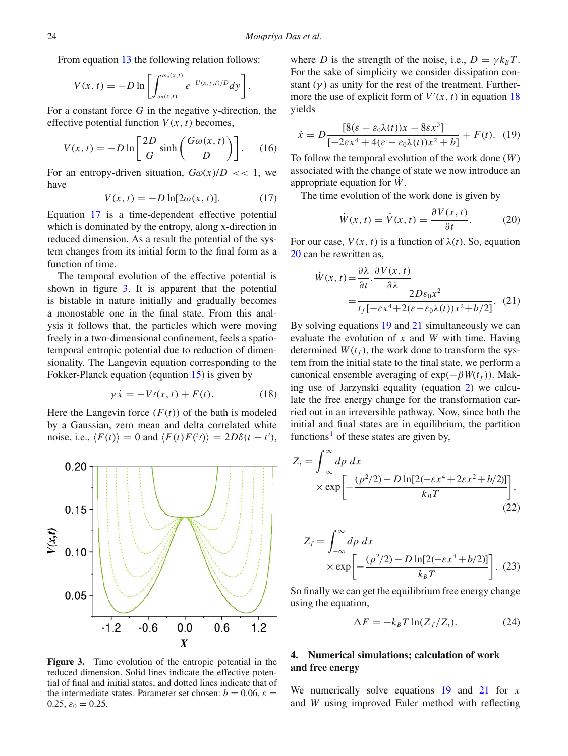From equation 13 the following relation follows:

$$V(x,t) = -D \ln \left[ \int_{\omega_l(x,t)}^{\omega_u(x,t)} e^{-U(x,y,t)/D} dy \right].$$

For a constant force $G$ in the negative y-direction, the effective potential function $V(x,t)$ becomes,

$$V(x,t) = -D \ln \left[ \frac{2D}{G} \sinh \left( \frac{G\omega(x,t)}{D} \right) \right]. \quad (16)$$

For an entropy-driven situation, $G\omega(x)/D << 1$, we have

$$V(x,t) = -D \ln[2\omega(x,t)]. \quad (17)$$

Equation 17 is a time-dependent effective potential which is dominated by the entropy, along x-direction in reduced dimension. As a result the potential of the system changes from its initial form to the final form as a function of time.

The temporal evolution of the effective potential is shown in figure 3. It is apparent that the potential is bistable in nature initially and gradually becomes a monostable one in the final state. From this analysis it follows that, the particles which were moving freely in a two-dimensional confinement, feels a spatio-temporal entropic potential due to reduction of dimensionality. The Langevin equation corresponding to the Fokker-Planck equation (equation 15) is given by

$$\gamma \dot{x} = -V\prime(x,t) + F(t). \quad (18)$$

Here the Langevin force ($F(t)$) of the bath is modeled by a Gaussian, zero mean and delta correlated white noise, i.e., $\langle F(t) \rangle = 0$ and $\langle F(t)F({'t}) \rangle = 2D\delta(t-t')$,

**Figure 3.** Time evolution of the entropic potential in the reduced dimension. Solid lines indicate the effective potential of final and initial states, and dotted lines indicate that of the intermediate states. Parameter set chosen: $b = 0.06$, $\varepsilon = 0.25$, $\varepsilon_0 = 0.25$.

where $D$ is the strength of the noise, i.e., $D = \gamma k_B T$. For the sake of simplicity we consider dissipation constant ($\gamma$) as unity for the rest of the treatment. Furthermore the use of explicit form of $V'(x,t)$ in equation 18 yields

$$\dot{x} = D \frac{[8(\varepsilon - \varepsilon_0 \lambda(t))x - 8\varepsilon x^3]}{[-2\varepsilon x^4 + 4(\varepsilon - \varepsilon_0 \lambda(t))x^2 + b]} + F(t). \quad (19)$$

To follow the temporal evolution of the work done ($W$) associated with the change of state we now introduce an appropriate equation for $\dot{W}$.

The time evolution of the work done is given by

$$\dot{W}(x,t) = \dot{V}(x,t) = \frac{\partial V(x,t)}{\partial t}. \quad (20)$$

For our case, $V(x,t)$ is a function of $\lambda(t)$. So, equation 20 can be rewritten as,

$$\dot{W}(x,t) = \frac{\partial \lambda}{\partial t} \cdot \frac{\partial V(x,t)}{\partial \lambda} = \frac{2D\varepsilon_0 x^2}{t_f[-\varepsilon x^4 + 2(\varepsilon - \varepsilon_0 \lambda(t))x^2 + b/2]}. \quad (21)$$

By solving equations 19 and 21 simultaneously we can evaluate the evolution of $x$ and $W$ with time. Having determined $W(t_f)$, the work done to transform the system from the initial state to the final state, we perform a canonical ensemble averaging of $\exp(-\beta W(t_f))$. Making use of Jarzynski equality (equation 2) we calculate the free energy change for the transformation carried out in an irreversible pathway. Now, since both the initial and final states are in equilibrium, the partition functions[1] of these states are given by,

$$Z_i = \int_{-\infty}^{\infty} dp \, dx \times \exp \left[ -\frac{(p^2/2) - D \ln[2(-\varepsilon x^4 + 2\varepsilon x^2 + b/2)]}{k_B T} \right], \quad (22)$$

$$Z_f = \int_{-\infty}^{\infty} dp \, dx \times \exp \left[ -\frac{(p^2/2) - D \ln[2(-\varepsilon x^4 + b/2)]}{k_B T} \right]. \quad (23)$$

So finally we can get the equilibrium free energy change using the equation,

$$\Delta F = -k_B T \ln(Z_f / Z_i). \quad (24)$$

## 4. Numerical simulations; calculation of work and free energy

We numerically solve equations 19 and 21 for $x$ and $W$ using improved Euler method with reflecting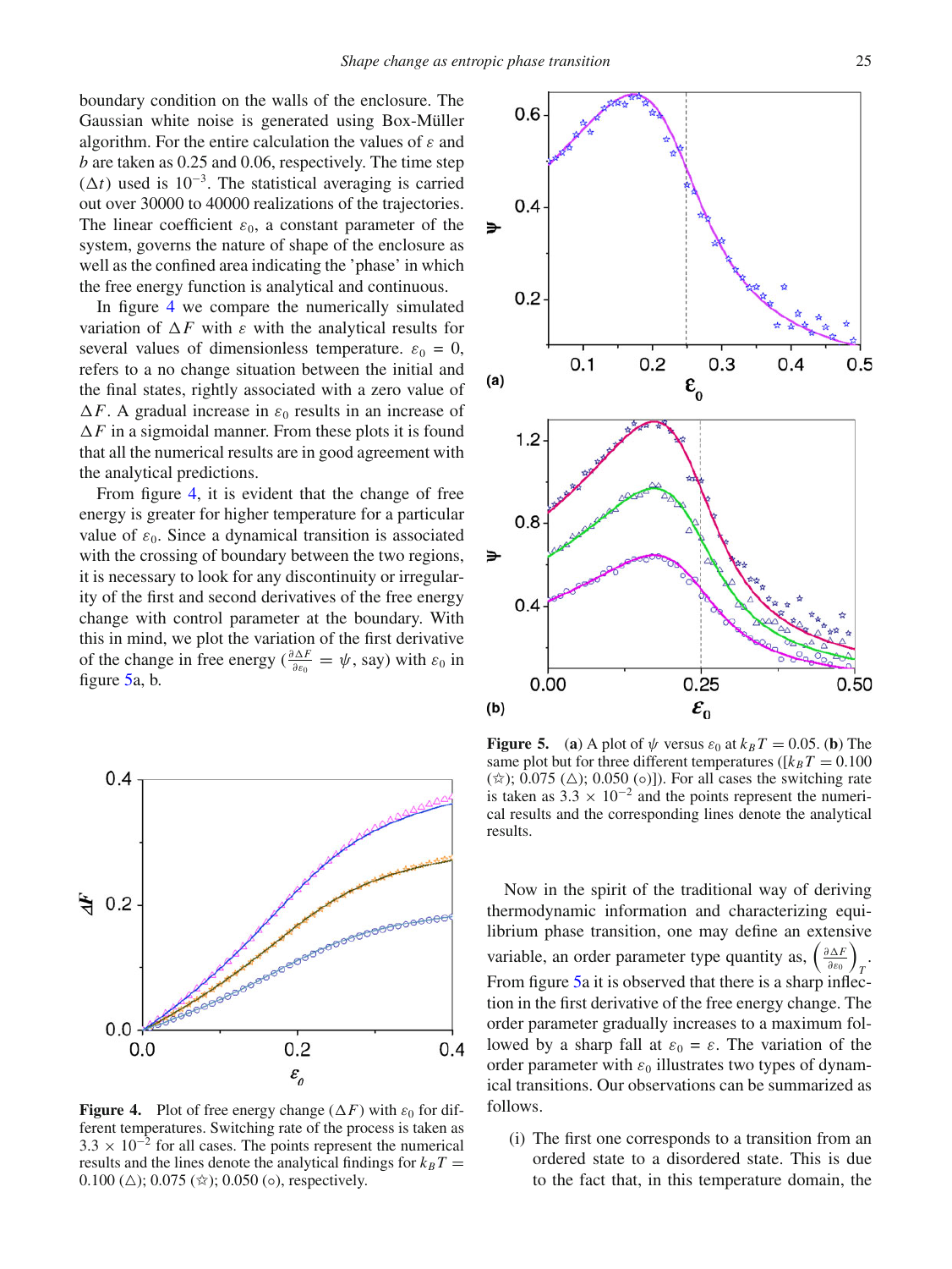boundary condition on the walls of the enclosure. The Gaussian white noise is generated using Box-Müller algorithm. For the entire calculation the values of $\varepsilon$ and $b$ are taken as 0.25 and 0.06, respectively. The time step ($\Delta t$) used is $10^{-3}$. The statistical averaging is carried out over 30000 to 40000 realizations of the trajectories. The linear coefficient $\varepsilon_0$, a constant parameter of the system, governs the nature of shape of the enclosure as well as the confined area indicating the 'phase' in which the free energy function is analytical and continuous.

In figure 4 we compare the numerically simulated variation of $\Delta F$ with $\varepsilon$ with the analytical results for several values of dimensionless temperature. $\varepsilon_0 = 0$, refers to a no change situation between the initial and the final states, rightly associated with a zero value of $\Delta F$. A gradual increase in $\varepsilon_0$ results in an increase of $\Delta F$ in a sigmoidal manner. From these plots it is found that all the numerical results are in good agreement with the analytical predictions.

From figure 4, it is evident that the change of free energy is greater for higher temperature for a particular value of $\varepsilon_0$. Since a dynamical transition is associated with the crossing of boundary between the two regions, it is necessary to look for any discontinuity or irregularity of the first and second derivatives of the free energy change with control parameter at the boundary. With this in mind, we plot the variation of the first derivative of the change in free energy ($\frac{\partial \Delta F}{\partial \varepsilon_0} = \psi$, say) with $\varepsilon_0$ in figure 5a, b.

**Figure 4.** Plot of free energy change ($\Delta F$) with $\varepsilon_0$ for different temperatures. Switching rate of the process is taken as $3.3 \times 10^{-2}$ for all cases. The points represent the numerical results and the lines denote the analytical findings for $k_B T = 0.100$ (△); 0.075 (☆); 0.050 (○), respectively.

**Figure 5.** (**a**) A plot of $\psi$ versus $\varepsilon_0$ at $k_B T = 0.05$. (**b**) The same plot but for three different temperatures ([$k_B T = 0.100$ (☆); 0.075 (△); 0.050 (○)]). For all cases the switching rate is taken as $3.3 \times 10^{-2}$ and the points represent the numerical results and the corresponding lines denote the analytical results.

Now in the spirit of the traditional way of deriving thermodynamic information and characterizing equilibrium phase transition, one may define an extensive variable, an order parameter type quantity as, $\left(\frac{\partial \Delta F}{\partial \varepsilon_0}\right)_T$. From figure 5a it is observed that there is a sharp inflection in the first derivative of the free energy change. The order parameter gradually increases to a maximum followed by a sharp fall at $\varepsilon_0 = \varepsilon$. The variation of the order parameter with $\varepsilon_0$ illustrates two types of dynamical transitions. Our observations can be summarized as follows.

(i) The first one corresponds to a transition from an ordered state to a disordered state. This is due to the fact that, in this temperature domain, the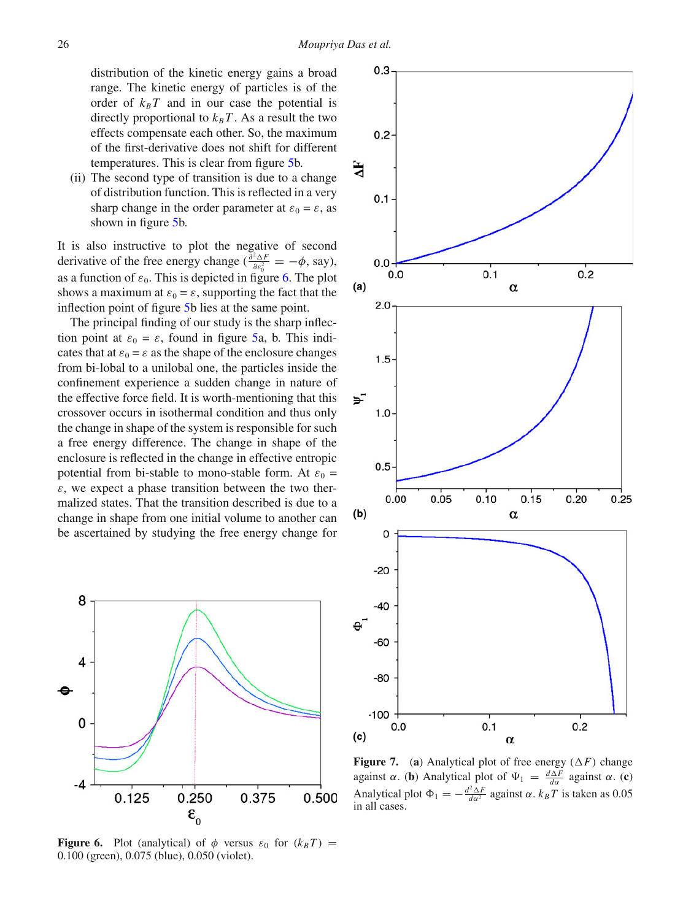distribution of the kinetic energy gains a broad range. The kinetic energy of particles is of the order of $k_B T$ and in our case the potential is directly proportional to $k_B T$. As a result the two effects compensate each other. So, the maximum of the first-derivative does not shift for different temperatures. This is clear from figure 5b.

(ii) The second type of transition is due to a change of distribution function. This is reflected in a very sharp change in the order parameter at $\varepsilon_0 = \varepsilon$, as shown in figure 5b.

It is also instructive to plot the negative of second derivative of the free energy change ($\frac{\partial^2 \Delta F}{\partial \varepsilon_0^2} = -\phi$, say), as a function of $\varepsilon_0$. This is depicted in figure 6. The plot shows a maximum at $\varepsilon_0 = \varepsilon$, supporting the fact that the inflection point of figure 5b lies at the same point.

The principal finding of our study is the sharp inflection point at $\varepsilon_0 = \varepsilon$, found in figure 5a, b. This indicates that at $\varepsilon_0 = \varepsilon$ as the shape of the enclosure changes from bi-lobal to a unilobal one, the particles inside the confinement experience a sudden change in nature of the effective force field. It is worth-mentioning that this crossover occurs in isothermal condition and thus only the change in shape of the system is responsible for such a free energy difference. The change in shape of the enclosure is reflected in the change in effective entropic potential from bi-stable to mono-stable form. At $\varepsilon_0 = \varepsilon$, we expect a phase transition between the two thermalized states. That the transition described is due to a change in shape from one initial volume to another can be ascertained by studying the free energy change for

**Figure 6.** Plot (analytical) of $\phi$ versus $\varepsilon_0$ for $(k_B T) = 0.100$ (green), 0.075 (blue), 0.050 (violet).

**Figure 7.** (**a**) Analytical plot of free energy ($\Delta F$) change against $\alpha$. (**b**) Analytical plot of $\Psi_1 = \frac{d\Delta F}{d\alpha}$ against $\alpha$. (**c**) Analytical plot $\Phi_1 = -\frac{d^2 \Delta F}{d\alpha^2}$ against $\alpha$. $k_B T$ is taken as 0.05 in all cases.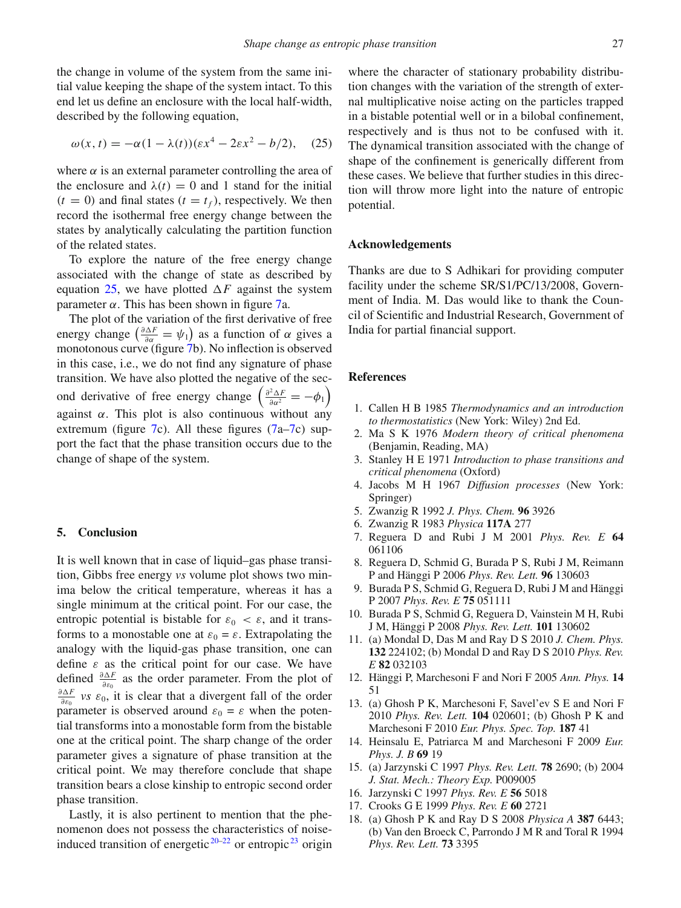the change in volume of the system from the same initial value keeping the shape of the system intact. To this end let us define an enclosure with the local half-width, described by the following equation,

$$\omega(x,t) = -\alpha(1-\lambda(t))(\varepsilon x^4 - 2\varepsilon x^2 - b/2), \quad (25)$$

where $\alpha$ is an external parameter controlling the area of the enclosure and $\lambda(t) = 0$ and 1 stand for the initial ($t = 0$) and final states ($t = t_f$), respectively. We then record the isothermal free energy change between the states by analytically calculating the partition function of the related states.

To explore the nature of the free energy change associated with the change of state as described by equation 25, we have plotted $\Delta F$ against the system parameter $\alpha$. This has been shown in figure 7a.

The plot of the variation of the first derivative of free energy change $\left(\frac{\partial \Delta F}{\partial \alpha} = \psi_1\right)$ as a function of $\alpha$ gives a monotonous curve (figure 7b). No inflection is observed in this case, i.e., we do not find any signature of phase transition. We have also plotted the negative of the second derivative of free energy change $\left(\frac{\partial^2 \Delta F}{\partial \alpha^2} = -\phi_1\right)$ against $\alpha$. This plot is also continuous without any extremum (figure 7c). All these figures (7a–7c) support the fact that the phase transition occurs due to the change of shape of the system.

## 5. Conclusion

It is well known that in case of liquid–gas phase transition, Gibbs free energy *vs* volume plot shows two minima below the critical temperature, whereas it has a single minimum at the critical point. For our case, the entropic potential is bistable for $\varepsilon_0 < \varepsilon$, and it transforms to a monostable one at $\varepsilon_0 = \varepsilon$. Extrapolating the analogy with the liquid-gas phase transition, one can define $\varepsilon$ as the critical point for our case. We have defined $\frac{\partial \Delta F}{\partial \varepsilon_0}$ as the order parameter. From the plot of $\frac{\partial \Delta F}{\partial \varepsilon_0}$ *vs* $\varepsilon_0$, it is clear that a divergent fall of the order parameter is observed around $\varepsilon_0 = \varepsilon$ when the potential transforms into a monostable form from the bistable one at the critical point. The sharp change of the order parameter gives a signature of phase transition at the critical point. We may therefore conclude that shape transition bears a close kinship to entropic second order phase transition.

Lastly, it is also pertinent to mention that the phenomenon does not possess the characteristics of noise-induced transition of energetic[20–22] or entropic[23] origin where the character of stationary probability distribution changes with the variation of the strength of external multiplicative noise acting on the particles trapped in a bistable potential well or in a bilobal confinement, respectively and is thus not to be confused with it. The dynamical transition associated with the change of shape of the confinement is generically different from these cases. We believe that further studies in this direction will throw more light into the nature of entropic potential.

## Acknowledgements

Thanks are due to S Adhikari for providing computer facility under the scheme SR/S1/PC/13/2008, Government of India. M. Das would like to thank the Council of Scientific and Industrial Research, Government of India for partial financial support.

## References

1. Callen H B 1985 *Thermodynamics and an introduction to thermostatistics* (New York: Wiley) 2nd Ed.
2. Ma S K 1976 *Modern theory of critical phenomena* (Benjamin, Reading, MA)
3. Stanley H E 1971 *Introduction to phase transitions and critical phenomena* (Oxford)
4. Jacobs M H 1967 *Diffusion processes* (New York: Springer)
5. Zwanzig R 1992 *J. Phys. Chem.* **96** 3926
6. Zwanzig R 1983 *Physica* **117A** 277
7. Reguera D and Rubi J M 2001 *Phys. Rev. E* **64** 061106
8. Reguera D, Schmid G, Burada P S, Rubi J M, Reimann P and Hänggi P 2006 *Phys. Rev. Lett.* **96** 130603
9. Burada P S, Schmid G, Reguera D, Rubi J M and Hänggi P 2007 *Phys. Rev. E* **75** 051111
10. Burada P S, Schmid G, Reguera D, Vainstein M H, Rubi J M, Hänggi P 2008 *Phys. Rev. Lett.* **101** 130602
11. (a) Mondal D, Das M and Ray D S 2010 *J. Chem. Phys.* **132** 224102; (b) Mondal D and Ray D S 2010 *Phys. Rev. E* **82** 032103
12. Hänggi P, Marchesoni F and Nori F 2005 *Ann. Phys.* **14** 51
13. (a) Ghosh P K, Marchesoni F, Savel'ev S E and Nori F 2010 *Phys. Rev. Lett.* **104** 020601; (b) Ghosh P K and Marchesoni F 2010 *Eur. Phys. Spec. Top.* **187** 41
14. Heinsalu E, Patriarca M and Marchesoni F 2009 *Eur. Phys. J. B* **69** 19
15. (a) Jarzynski C 1997 *Phys. Rev. Lett.* **78** 2690; (b) 2004 *J. Stat. Mech.: Theory Exp.* P009005
16. Jarzynski C 1997 *Phys. Rev. E* **56** 5018
17. Crooks G E 1999 *Phys. Rev. E* **60** 2721
18. (a) Ghosh P K and Ray D S 2008 *Physica A* **387** 6443; (b) Van den Broeck C, Parrondo J M R and Toral R 1994 *Phys. Rev. Lett.* **73** 3395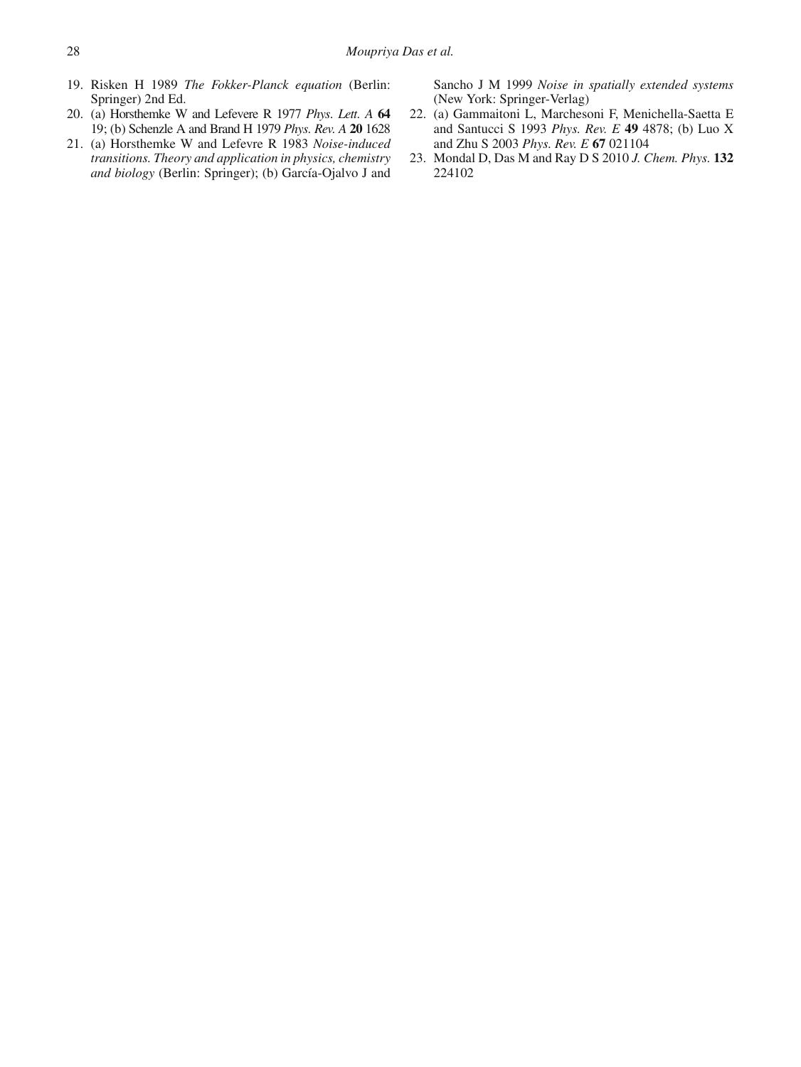19. Risken H 1989 *The Fokker-Planck equation* (Berlin: Springer) 2nd Ed.
20. (a) Horsthemke W and Lefevere R 1977 *Phys. Lett. A* **64** 19; (b) Schenzle A and Brand H 1979 *Phys. Rev. A* **20** 1628
21. (a) Horsthemke W and Lefevre R 1983 *Noise-induced transitions. Theory and application in physics, chemistry and biology* (Berlin: Springer); (b) García-Ojalvo J and Sancho J M 1999 *Noise in spatially extended systems* (New York: Springer-Verlag)
22. (a) Gammaitoni L, Marchesoni F, Menichella-Saetta E and Santucci S 1993 *Phys. Rev. E* **49** 4878; (b) Luo X and Zhu S 2003 *Phys. Rev. E* **67** 021104
23. Mondal D, Das M and Ray D S 2010 *J. Chem. Phys.* **132** 224102